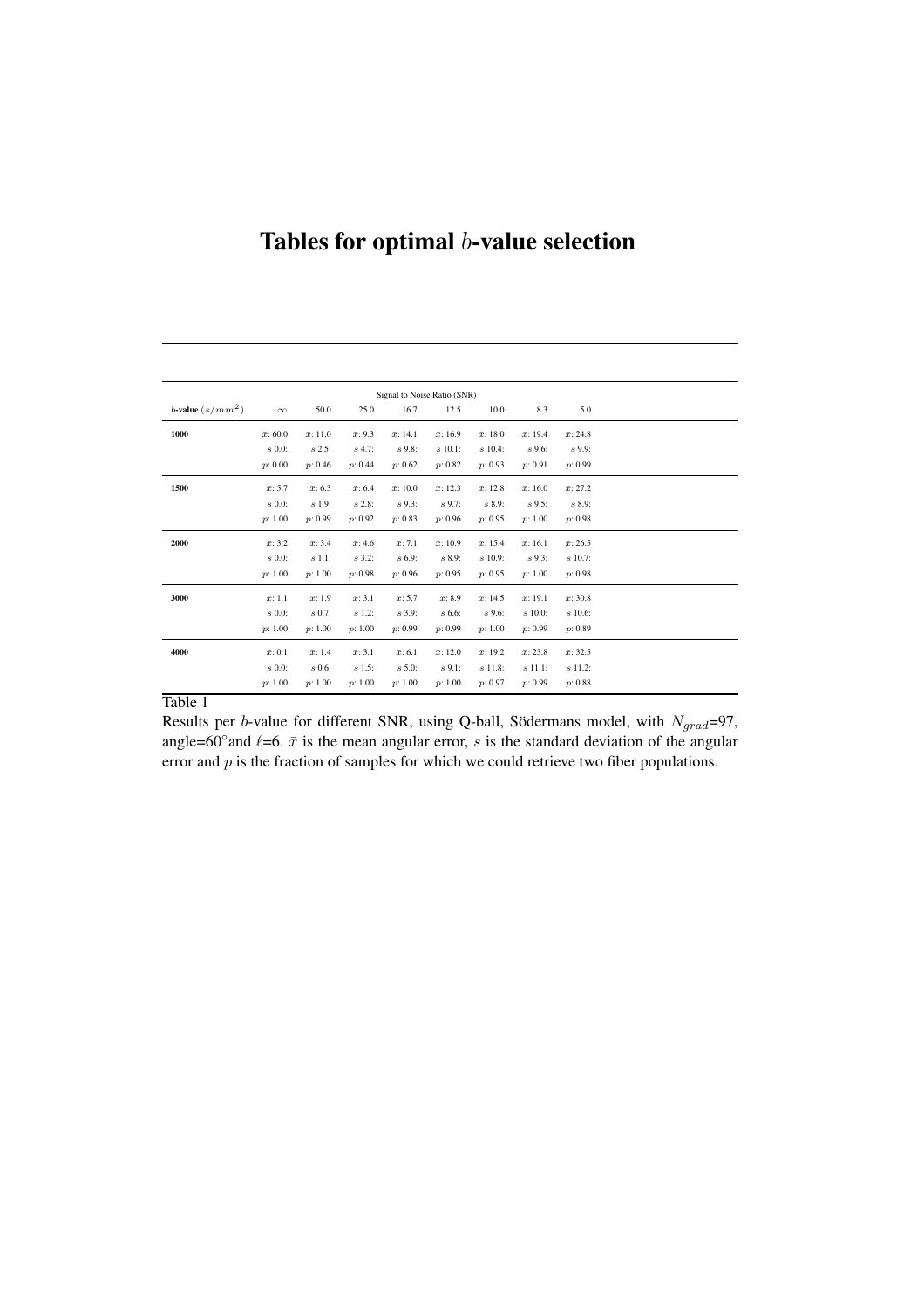# Tables for optimal $b$-value selection

| | Signal to Noise Ratio (SNR) | | | | | | | |
|---|---|---|---|---|---|---|---|---|
| **$b$-value** ($s/mm^2$) | $\infty$ | 50.0 | 25.0 | 16.7 | 12.5 | 10.0 | 8.3 | 5.0 |
| **1000** | $\bar{x}$: 60.0<br>$s$ 0.0:<br>$p$: 0.00 | $\bar{x}$: 11.0<br>$s$ 2.5:<br>$p$: 0.46 | $\bar{x}$: 9.3<br>$s$ 4.7:<br>$p$: 0.44 | $\bar{x}$: 14.1<br>$s$ 9.8:<br>$p$: 0.62 | $\bar{x}$: 16.9<br>$s$ 10.1:<br>$p$: 0.82 | $\bar{x}$: 18.0<br>$s$ 10.4:<br>$p$: 0.93 | $\bar{x}$: 19.4<br>$s$ 9.6:<br>$p$: 0.91 | $\bar{x}$: 24.8<br>$s$ 9.9:<br>$p$: 0.99 |
| **1500** | $\bar{x}$: 5.7<br>$s$ 0.0:<br>$p$: 1.00 | $\bar{x}$: 6.3<br>$s$ 1.9:<br>$p$: 0.99 | $\bar{x}$: 6.4<br>$s$ 2.8:<br>$p$: 0.92 | $\bar{x}$: 10.0<br>$s$ 9.3:<br>$p$: 0.83 | $\bar{x}$: 12.3<br>$s$ 9.7:<br>$p$: 0.96 | $\bar{x}$: 12.8<br>$s$ 8.9:<br>$p$: 0.95 | $\bar{x}$: 16.0<br>$s$ 9.5:<br>$p$: 1.00 | $\bar{x}$: 27.2<br>$s$ 8.9:<br>$p$: 0.98 |
| **2000** | $\bar{x}$: 3.2<br>$s$ 0.0:<br>$p$: 1.00 | $\bar{x}$: 3.4<br>$s$ 1.1:<br>$p$: 1.00 | $\bar{x}$: 4.6<br>$s$ 3.2:<br>$p$: 0.98 | $\bar{x}$: 7.1<br>$s$ 6.9:<br>$p$: 0.96 | $\bar{x}$: 10.9<br>$s$ 8.9:<br>$p$: 0.95 | $\bar{x}$: 15.4<br>$s$ 10.9:<br>$p$: 0.95 | $\bar{x}$: 16.1<br>$s$ 9.3:<br>$p$: 1.00 | $\bar{x}$: 26.5<br>$s$ 10.7:<br>$p$: 0.98 |
| **3000** | $\bar{x}$: 1.1<br>$s$ 0.0:<br>$p$: 1.00 | $\bar{x}$: 1.9<br>$s$ 0.7:<br>$p$: 1.00 | $\bar{x}$: 3.1<br>$s$ 1.2:<br>$p$: 1.00 | $\bar{x}$: 5.7<br>$s$ 3.9:<br>$p$: 0.99 | $\bar{x}$: 8.9<br>$s$ 6.6:<br>$p$: 0.99 | $\bar{x}$: 14.5<br>$s$ 9.6:<br>$p$: 1.00 | $\bar{x}$: 19.1<br>$s$ 10.0:<br>$p$: 0.99 | $\bar{x}$: 30.8<br>$s$ 10.6:<br>$p$: 0.89 |
| **4000** | $\bar{x}$: 0.1<br>$s$ 0.0:<br>$p$: 1.00 | $\bar{x}$: 1.4<br>$s$ 0.6:<br>$p$: 1.00 | $\bar{x}$: 3.1<br>$s$ 1.5:<br>$p$: 1.00 | $\bar{x}$: 6.1<br>$s$ 5.0:<br>$p$: 1.00 | $\bar{x}$: 12.0<br>$s$ 9.1:<br>$p$: 1.00 | $\bar{x}$: 19.2<br>$s$ 11.8:<br>$p$: 0.97 | $\bar{x}$: 23.8<br>$s$ 11.1:<br>$p$: 0.99 | $\bar{x}$: 32.5<br>$s$ 11.2:<br>$p$: 0.88 |

Table 1

Results per $b$-value for different SNR, using Q-ball, Södermans model, with $N_{grad}$=97, angle=60°and $\ell$=6. $\bar{x}$ is the mean angular error, $s$ is the standard deviation of the angular error and $p$ is the fraction of samples for which we could retrieve two fiber populations.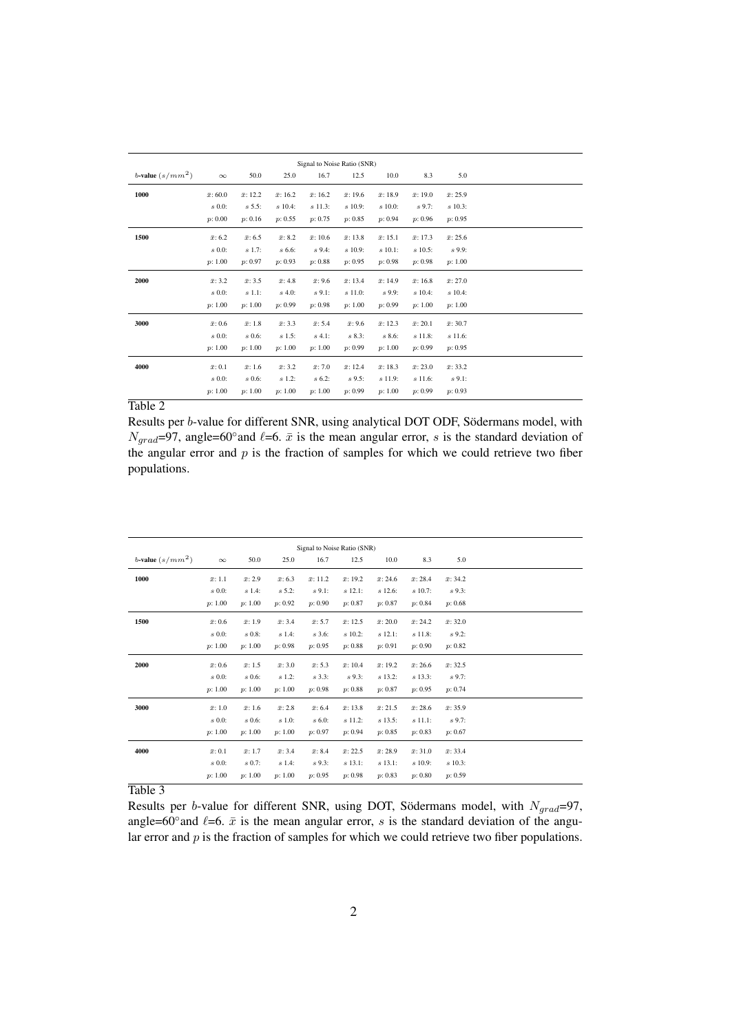| | Signal to Noise Ratio (SNR) | | | | | | | |
|---|---|---|---|---|---|---|---|---|
| $b$-value $(s/mm^2)$ | $\infty$ | 50.0 | 25.0 | 16.7 | 12.5 | 10.0 | 8.3 | 5.0 |
| **1000** | $\bar{x}$: 60.0 | $\bar{x}$: 12.2 | $\bar{x}$: 16.2 | $\bar{x}$: 16.2 | $\bar{x}$: 19.6 | $\bar{x}$: 18.9 | $\bar{x}$: 19.0 | $\bar{x}$: 25.9 |
| | $s$ 0.0: | $s$ 5.5: | $s$ 10.4: | $s$ 11.3: | $s$ 10.9: | $s$ 10.0: | $s$ 9.7: | $s$ 10.3: |
| | $p$: 0.00 | $p$: 0.16 | $p$: 0.55 | $p$: 0.75 | $p$: 0.85 | $p$: 0.94 | $p$: 0.96 | $p$: 0.95 |
| **1500** | $\bar{x}$: 6.2 | $\bar{x}$: 6.5 | $\bar{x}$: 8.2 | $\bar{x}$: 10.6 | $\bar{x}$: 13.8 | $\bar{x}$: 15.1 | $\bar{x}$: 17.3 | $\bar{x}$: 25.6 |
| | $s$ 0.0: | $s$ 1.7: | $s$ 6.6: | $s$ 9.4: | $s$ 10.9: | $s$ 10.1: | $s$ 10.5: | $s$ 9.9: |
| | $p$: 1.00 | $p$: 0.97 | $p$: 0.93 | $p$: 0.88 | $p$: 0.95 | $p$: 0.98 | $p$: 0.98 | $p$: 1.00 |
| **2000** | $\bar{x}$: 3.2 | $\bar{x}$: 3.5 | $\bar{x}$: 4.8 | $\bar{x}$: 9.6 | $\bar{x}$: 13.4 | $\bar{x}$: 14.9 | $\bar{x}$: 16.8 | $\bar{x}$: 27.0 |
| | $s$ 0.0: | $s$ 1.1: | $s$ 4.0: | $s$ 9.1: | $s$ 11.0: | $s$ 9.9: | $s$ 10.4: | $s$ 10.4: |
| | $p$: 1.00 | $p$: 1.00 | $p$: 0.99 | $p$: 0.98 | $p$: 1.00 | $p$: 0.99 | $p$: 1.00 | $p$: 1.00 |
| **3000** | $\bar{x}$: 0.6 | $\bar{x}$: 1.8 | $\bar{x}$: 3.3 | $\bar{x}$: 5.4 | $\bar{x}$: 9.6 | $\bar{x}$: 12.3 | $\bar{x}$: 20.1 | $\bar{x}$: 30.7 |
| | $s$ 0.0: | $s$ 0.6: | $s$ 1.5: | $s$ 4.1: | $s$ 8.3: | $s$ 8.6: | $s$ 11.8: | $s$ 11.6: |
| | $p$: 1.00 | $p$: 1.00 | $p$: 1.00 | $p$: 1.00 | $p$: 0.99 | $p$: 1.00 | $p$: 0.99 | $p$: 0.95 |
| **4000** | $\bar{x}$: 0.1 | $\bar{x}$: 1.6 | $\bar{x}$: 3.2 | $\bar{x}$: 7.0 | $\bar{x}$: 12.4 | $\bar{x}$: 18.3 | $\bar{x}$: 23.0 | $\bar{x}$: 33.2 |
| | $s$ 0.0: | $s$ 0.6: | $s$ 1.2: | $s$ 6.2: | $s$ 9.5: | $s$ 11.9: | $s$ 11.6: | $s$ 9.1: |
| | $p$: 1.00 | $p$: 1.00 | $p$: 1.00 | $p$: 1.00 | $p$: 0.99 | $p$: 1.00 | $p$: 0.99 | $p$: 0.93 |

Table 2

Results per $b$-value for different SNR, using analytical DOT ODF, Södermans model, with $N_{grad}$=97, angle=60°and $\ell$=6. $\bar{x}$ is the mean angular error, $s$ is the standard deviation of the angular error and $p$ is the fraction of samples for which we could retrieve two fiber populations.

| | Signal to Noise Ratio (SNR) | | | | | | | |
|---|---|---|---|---|---|---|---|---|
| $b$-value $(s/mm^2)$ | $\infty$ | 50.0 | 25.0 | 16.7 | 12.5 | 10.0 | 8.3 | 5.0 |
| **1000** | $\bar{x}$: 1.1 | $\bar{x}$: 2.9 | $\bar{x}$: 6.3 | $\bar{x}$: 11.2 | $\bar{x}$: 19.2 | $\bar{x}$: 24.6 | $\bar{x}$: 28.4 | $\bar{x}$: 34.2 |
| | $s$ 0.0: | $s$ 1.4: | $s$ 5.2: | $s$ 9.1: | $s$ 12.1: | $s$ 12.6: | $s$ 10.7: | $s$ 9.3: |
| | $p$: 1.00 | $p$: 1.00 | $p$: 0.92 | $p$: 0.90 | $p$: 0.87 | $p$: 0.87 | $p$: 0.84 | $p$: 0.68 |
| **1500** | $\bar{x}$: 0.6 | $\bar{x}$: 1.9 | $\bar{x}$: 3.4 | $\bar{x}$: 5.7 | $\bar{x}$: 12.5 | $\bar{x}$: 20.0 | $\bar{x}$: 24.2 | $\bar{x}$: 32.0 |
| | $s$ 0.0: | $s$ 0.8: | $s$ 1.4: | $s$ 3.6: | $s$ 10.2: | $s$ 12.1: | $s$ 11.8: | $s$ 9.2: |
| | $p$: 1.00 | $p$: 1.00 | $p$: 0.98 | $p$: 0.95 | $p$: 0.88 | $p$: 0.91 | $p$: 0.90 | $p$: 0.82 |
| **2000** | $\bar{x}$: 0.6 | $\bar{x}$: 1.5 | $\bar{x}$: 3.0 | $\bar{x}$: 5.3 | $\bar{x}$: 10.4 | $\bar{x}$: 19.2 | $\bar{x}$: 26.6 | $\bar{x}$: 32.5 |
| | $s$ 0.0: | $s$ 0.6: | $s$ 1.2: | $s$ 3.3: | $s$ 9.3: | $s$ 13.2: | $s$ 13.3: | $s$ 9.7: |
| | $p$: 1.00 | $p$: 1.00 | $p$: 1.00 | $p$: 0.98 | $p$: 0.88 | $p$: 0.87 | $p$: 0.95 | $p$: 0.74 |
| **3000** | $\bar{x}$: 1.0 | $\bar{x}$: 1.6 | $\bar{x}$: 2.8 | $\bar{x}$: 6.4 | $\bar{x}$: 13.8 | $\bar{x}$: 21.5 | $\bar{x}$: 28.6 | $\bar{x}$: 35.9 |
| | $s$ 0.0: | $s$ 0.6: | $s$ 1.0: | $s$ 6.0: | $s$ 11.2: | $s$ 13.5: | $s$ 11.1: | $s$ 9.7: |
| | $p$: 1.00 | $p$: 1.00 | $p$: 1.00 | $p$: 0.97 | $p$: 0.94 | $p$: 0.85 | $p$: 0.83 | $p$: 0.67 |
| **4000** | $\bar{x}$: 0.1 | $\bar{x}$: 1.7 | $\bar{x}$: 3.4 | $\bar{x}$: 8.4 | $\bar{x}$: 22.5 | $\bar{x}$: 28.9 | $\bar{x}$: 31.0 | $\bar{x}$: 33.4 |
| | $s$ 0.0: | $s$ 0.7: | $s$ 1.4: | $s$ 9.3: | $s$ 13.1: | $s$ 13.1: | $s$ 10.9: | $s$ 10.3: |
| | $p$: 1.00 | $p$: 1.00 | $p$: 1.00 | $p$: 0.95 | $p$: 0.98 | $p$: 0.83 | $p$: 0.80 | $p$: 0.59 |

Table 3

Results per $b$-value for different SNR, using DOT, Södermans model, with $N_{grad}$=97, angle=60°and $\ell$=6. $\bar{x}$ is the mean angular error, $s$ is the standard deviation of the angular error and $p$ is the fraction of samples for which we could retrieve two fiber populations.